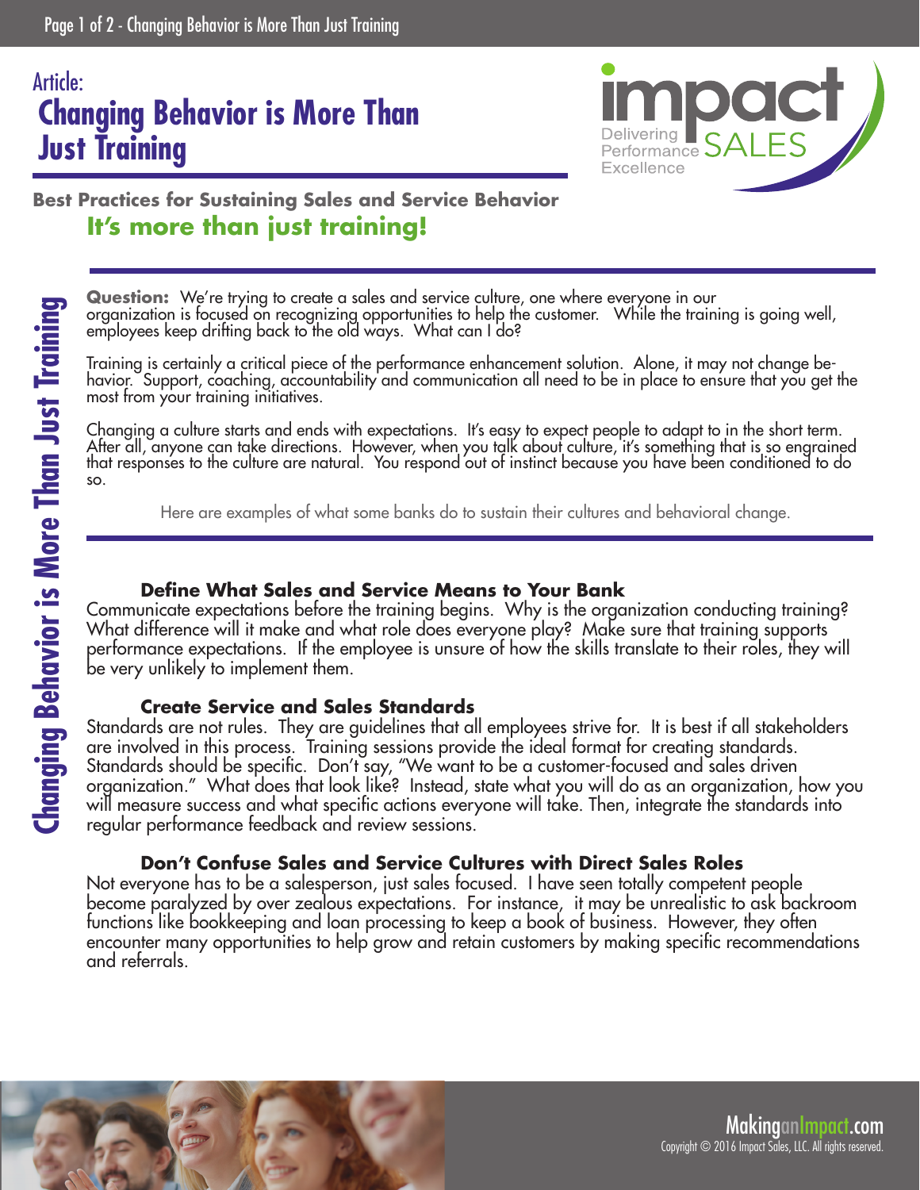Article:

# Changing Behavior is More Than Just Training

**Best Practices for Sustaining Sales and Service Behavior**

## It's more than just training!

**Question:** We're trying to create a sales and service culture, one where everyone in our organization is focused on recognizing opportunities to help the customer. While the training is going well, employees keep drifting back to the old ways. What can I do?

Training is certainly a critical piece of the performance enhancement solution. Alone, it may not change behavior. Support, coaching, accountability and communication all need to be in place to ensure that you get the most from your training initiatives.

Changing a culture starts and ends with expectations. It's easy to expect people to adapt to in the short term. After all, anyone can take directions. However, when you talk about culture, it's something that is so engrained that responses to the culture are natural. You respond out of instinct because you have been conditioned to do so.

Here are examples of what some banks do to sustain their cultures and behavioral change.

### Define What Sales and Service Means to Your Bank

Communicate expectations before the training begins. Why is the organization conducting training? What difference will it make and what role does everyone play? Make sure that training supports performance expectations. If the employee is unsure of how the skills translate to their roles, they will be very unlikely to implement them.

### Create Service and Sales Standards

Standards are not rules. They are guidelines that all employees strive for. It is best if all stakeholders are involved in this process. Training sessions provide the ideal format for creating standards. Standards should be specific. Don't say, "We want to be a customer-focused and sales driven organization." What does that look like? Instead, state what you will do as an organization, how you will measure success and what specific actions everyone will take. Then, integrate the standards into regular performance feedback and review sessions.

### Don't Confuse Sales and Service Cultures with Direct Sales Roles

Not everyone has to be a salesperson, just sales focused. I have seen totally competent people become paralyzed by over zealous expectations. For instance, it may be unrealistic to ask backroom functions like bookkeeping and loan processing to keep a book of business. However, they often encounter many opportunities to help grow and retain customers by making specific recommendations and referrals.

MakinganImpact.com
Copyright © 2016 Impact Sales, LLC. All rights reserved.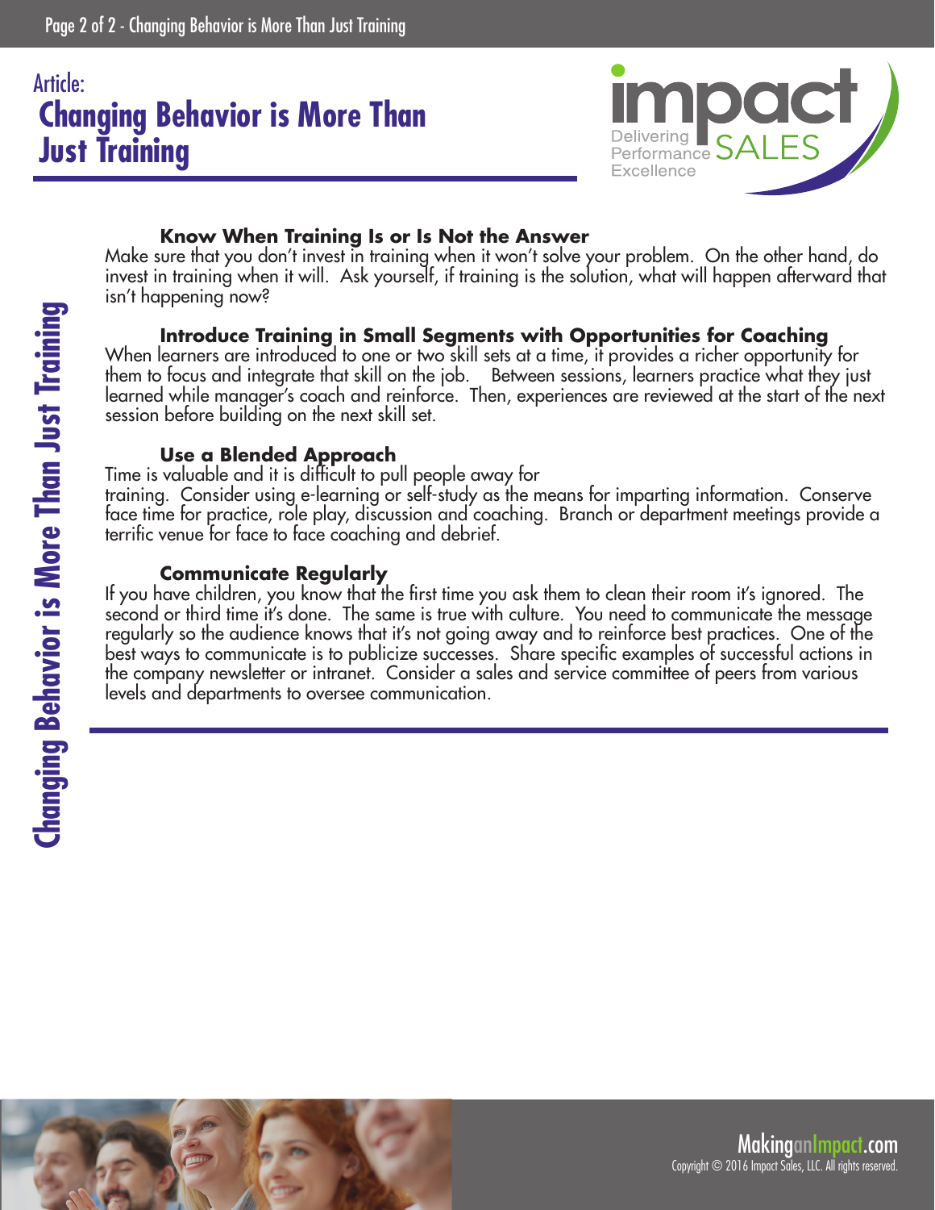Article:

# Changing Behavior is More Than Just Training

### Know When Training Is or Is Not the Answer

Make sure that you don't invest in training when it won't solve your problem. On the other hand, do invest in training when it will. Ask yourself, if training is the solution, what will happen afterward that isn't happening now?

### Introduce Training in Small Segments with Opportunities for Coaching

When learners are introduced to one or two skill sets at a time, it provides a richer opportunity for them to focus and integrate that skill on the job. Between sessions, learners practice what they just learned while manager's coach and reinforce. Then, experiences are reviewed at the start of the next session before building on the next skill set.

### Use a Blended Approach

Time is valuable and it is difficult to pull people away for training. Consider using e-learning or self-study as the means for imparting information. Conserve face time for practice, role play, discussion and coaching. Branch or department meetings provide a terrific venue for face to face coaching and debrief.

### Communicate Regularly

If you have children, you know that the first time you ask them to clean their room it's ignored. The second or third time it's done. The same is true with culture. You need to communicate the message regularly so the audience knows that it's not going away and to reinforce best practices. One of the best ways to communicate is to publicize successes. Share specific examples of successful actions in the company newsletter or intranet. Consider a sales and service committee of peers from various levels and departments to oversee communication.

MakinganImpact.com
Copyright © 2016 Impact Sales, LLC. All rights reserved.